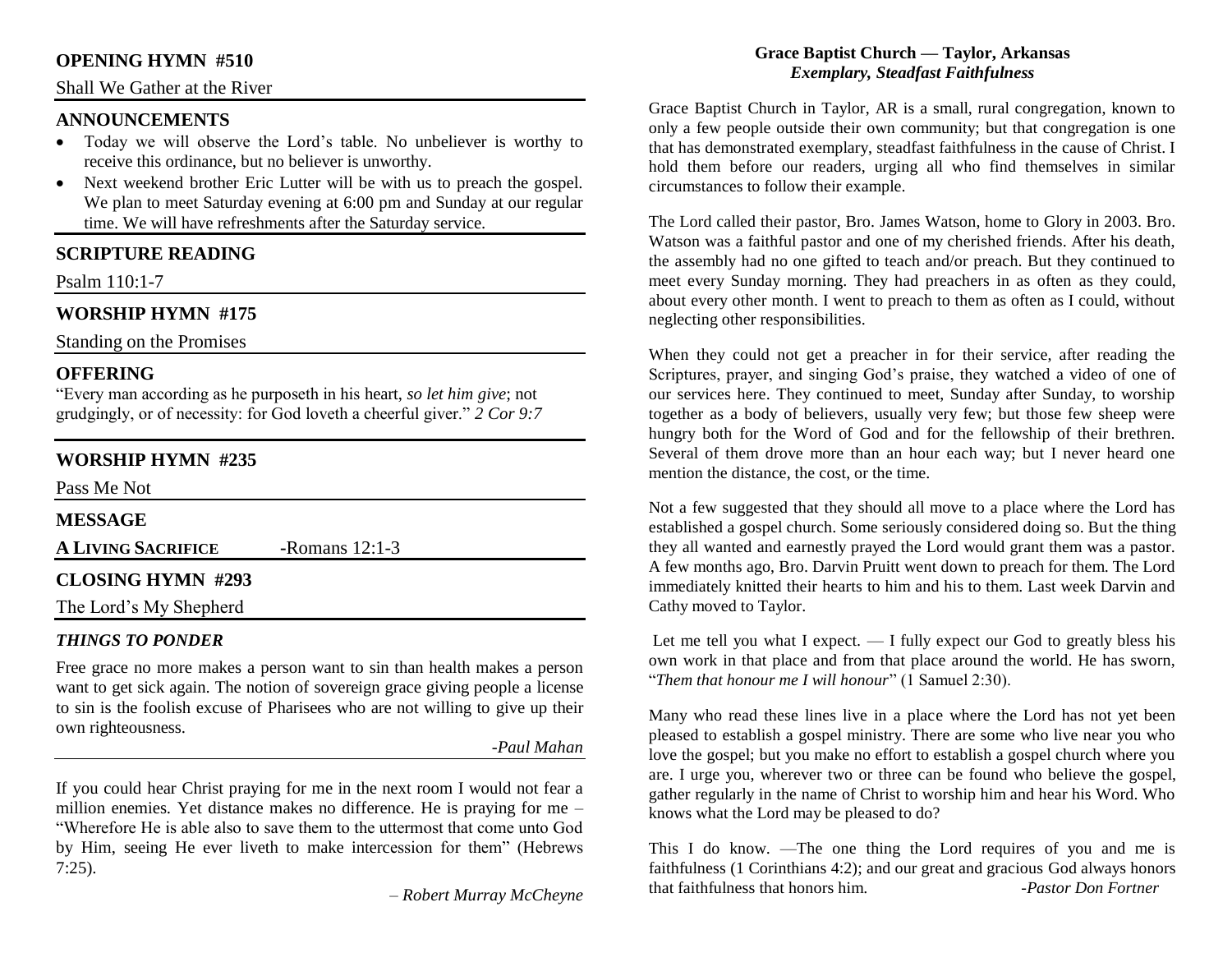## OPENING HYMN #510

Shall We Gather at the River

## ANNOUNCEMENTS

- Today we will observe the Lord's table. No unbeliever is worthy to receive this ordinance, but no believer is unworthy.
- Next weekend brother Eric Lutter will be with us to preach the gospel. We plan to meet Saturday evening at 6:00 pm and Sunday at our regular time. We will have refreshments after the Saturday service.

## SCRIPTURE READING

Psalm 110:1-7

## WORSHIP HYMN #175

Standing on the Promises

## OFFERING

"Every man according as he purposeth in his heart, *so let him give*; not grudgingly, or of necessity: for God loveth a cheerful giver." *2 Cor 9:7*

## WORSHIP HYMN #235

Pass Me Not

## MESSAGE

**A LIVING SACRIFICE** -Romans 12:1-3

## CLOSING HYMN #293

The Lord's My Shepherd

### *THINGS TO PONDER*

Free grace no more makes a person want to sin than health makes a person want to get sick again. The notion of sovereign grace giving people a license to sin is the foolish excuse of Pharisees who are not willing to give up their own righteousness.

*-Paul Mahan*

---

If you could hear Christ praying for me in the next room I would not fear a million enemies. Yet distance makes no difference. He is praying for me – "Wherefore He is able also to save them to the uttermost that come unto God by Him, seeing He ever liveth to make intercession for them" (Hebrews 7:25).

*– Robert Murray McCheyne*

## Grace Baptist Church — Taylor, Arkansas
### *Exemplary, Steadfast Faithfulness*

Grace Baptist Church in Taylor, AR is a small, rural congregation, known to only a few people outside their own community; but that congregation is one that has demonstrated exemplary, steadfast faithfulness in the cause of Christ. I hold them before our readers, urging all who find themselves in similar circumstances to follow their example.

The Lord called their pastor, Bro. James Watson, home to Glory in 2003. Bro. Watson was a faithful pastor and one of my cherished friends. After his death, the assembly had no one gifted to teach and/or preach. But they continued to meet every Sunday morning. They had preachers in as often as they could, about every other month. I went to preach to them as often as I could, without neglecting other responsibilities.

When they could not get a preacher in for their service, after reading the Scriptures, prayer, and singing God's praise, they watched a video of one of our services here. They continued to meet, Sunday after Sunday, to worship together as a body of believers, usually very few; but those few sheep were hungry both for the Word of God and for the fellowship of their brethren. Several of them drove more than an hour each way; but I never heard one mention the distance, the cost, or the time.

Not a few suggested that they should all move to a place where the Lord has established a gospel church. Some seriously considered doing so. But the thing they all wanted and earnestly prayed the Lord would grant them was a pastor. A few months ago, Bro. Darvin Pruitt went down to preach for them. The Lord immediately knitted their hearts to him and his to them. Last week Darvin and Cathy moved to Taylor.

Let me tell you what I expect. — I fully expect our God to greatly bless his own work in that place and from that place around the world. He has sworn, "*Them that honour me I will honour*" (1 Samuel 2:30).

Many who read these lines live in a place where the Lord has not yet been pleased to establish a gospel ministry. There are some who live near you who love the gospel; but you make no effort to establish a gospel church where you are. I urge you, wherever two or three can be found who believe the gospel, gather regularly in the name of Christ to worship him and hear his Word. Who knows what the Lord may be pleased to do?

This I do know. —The one thing the Lord requires of you and me is faithfulness (1 Corinthians 4:2); and our great and gracious God always honors that faithfulness that honors him. *-Pastor Don Fortner*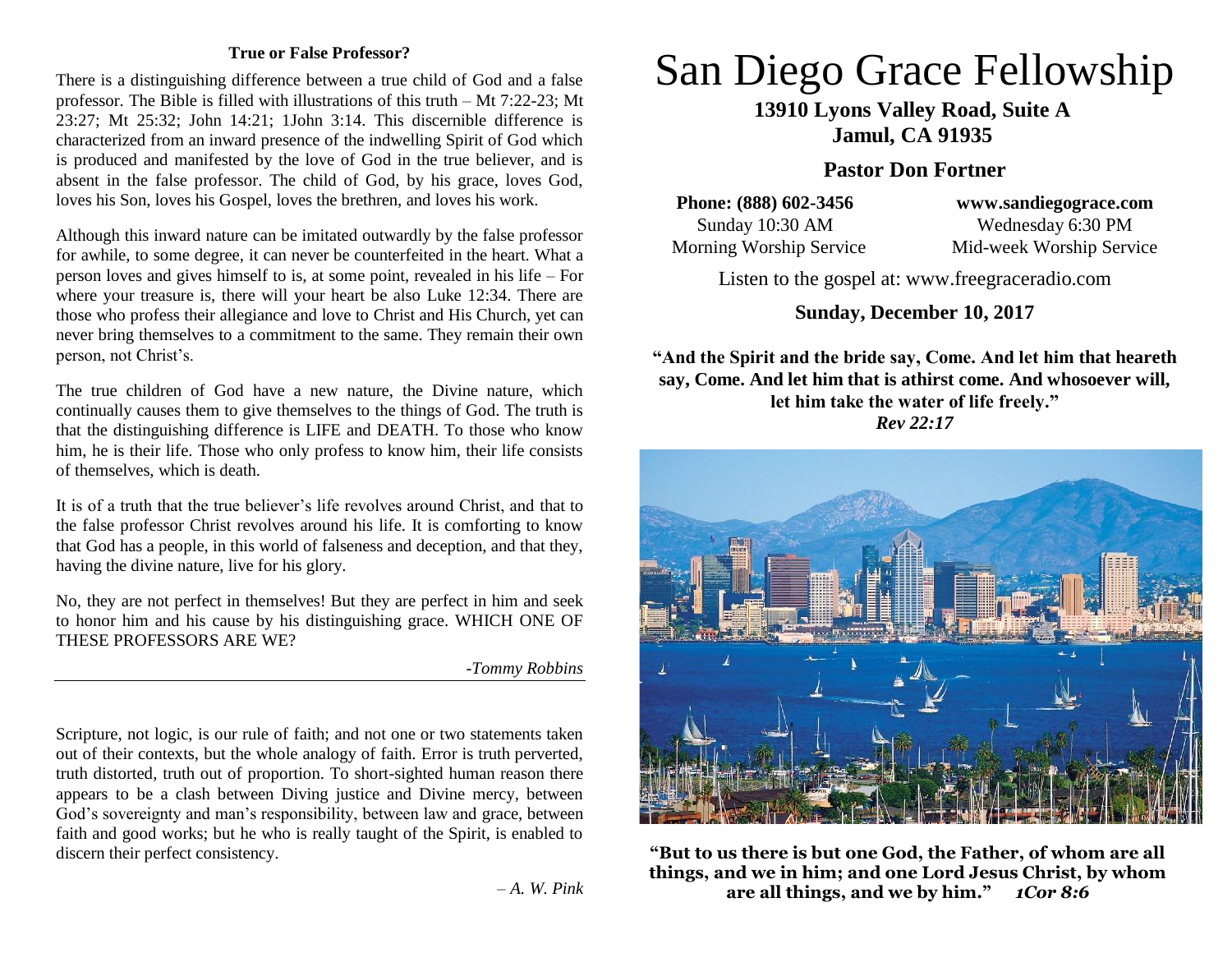### True or False Professor?

There is a distinguishing difference between a true child of God and a false professor. The Bible is filled with illustrations of this truth – Mt 7:22-23; Mt 23:27; Mt 25:32; John 14:21; 1John 3:14. This discernible difference is characterized from an inward presence of the indwelling Spirit of God which is produced and manifested by the love of God in the true believer, and is absent in the false professor. The child of God, by his grace, loves God, loves his Son, loves his Gospel, loves the brethren, and loves his work.

Although this inward nature can be imitated outwardly by the false professor for awhile, to some degree, it can never be counterfeited in the heart. What a person loves and gives himself to is, at some point, revealed in his life – For where your treasure is, there will your heart be also Luke 12:34. There are those who profess their allegiance and love to Christ and His Church, yet can never bring themselves to a commitment to the same. They remain their own person, not Christ's.

The true children of God have a new nature, the Divine nature, which continually causes them to give themselves to the things of God. The truth is that the distinguishing difference is LIFE and DEATH. To those who know him, he is their life. Those who only profess to know him, their life consists of themselves, which is death.

It is of a truth that the true believer's life revolves around Christ, and that to the false professor Christ revolves around his life. It is comforting to know that God has a people, in this world of falseness and deception, and that they, having the divine nature, live for his glory.

No, they are not perfect in themselves! But they are perfect in him and seek to honor him and his cause by his distinguishing grace. WHICH ONE OF THESE PROFESSORS ARE WE?

*-Tommy Robbins*

---

Scripture, not logic, is our rule of faith; and not one or two statements taken out of their contexts, but the whole analogy of faith. Error is truth perverted, truth distorted, truth out of proportion. To short-sighted human reason there appears to be a clash between Diving justice and Divine mercy, between God's sovereignty and man's responsibility, between law and grace, between faith and good works; but he who is really taught of the Spirit, is enabled to discern their perfect consistency.

*– A. W. Pink*

# San Diego Grace Fellowship

**13910 Lyons Valley Road, Suite A**
**Jamul, CA 91935**

## Pastor Don Fortner

**Phone: (888) 602-3456**
Sunday 10:30 AM
Morning Worship Service

**www.sandiegograce.com**
Wednesday 6:30 PM
Mid-week Worship Service

Listen to the gospel at: www.freegraceradio.com

**Sunday, December 10, 2017**

**"And the Spirit and the bride say, Come. And let him that heareth say, Come. And let him that is athirst come. And whosoever will, let him take the water of life freely."**
***Rev 22:17***

**"But to us there is but one God, the Father, of whom are all things, and we in him; and one Lord Jesus Christ, by whom are all things, and we by him."** ***1Cor 8:6***